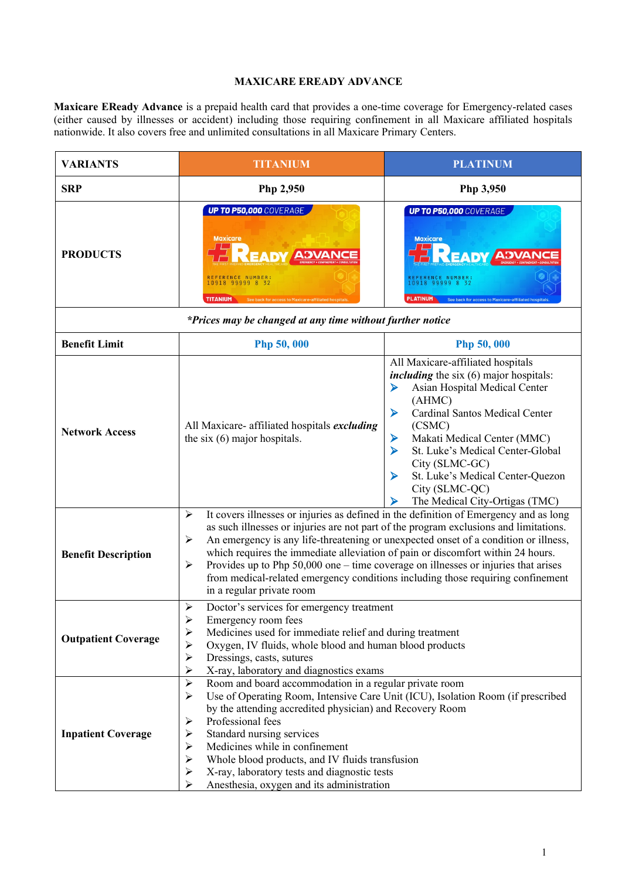# MAXICARE EREADY ADVANCE

**Maxicare EReady Advance** is a prepaid health card that provides a one-time coverage for Emergency-related cases (either caused by illnesses or accident) including those requiring confinement in all Maxicare affiliated hospitals nationwide. It also covers free and unlimited consultations in all Maxicare Primary Centers.

| **VARIANTS** | **TITANIUM** | **PLATINUM** |
|---|---|---|
| **SRP** | **Php 2,950** | **Php 3,950** |
| **PRODUCTS** | | |
| *\*Prices may be changed at any time without further notice* | | |
| **Benefit Limit** | **Php 50, 000** | **Php 50, 000** |
| **Network Access** | All Maxicare- affiliated hospitals ***excluding*** the six (6) major hospitals. | All Maxicare-affiliated hospitals ***including*** the six (6) major hospitals:<br>➢ Asian Hospital Medical Center (AHMC)<br>➢ Cardinal Santos Medical Center (CSMC)<br>➢ Makati Medical Center (MMC)<br>➢ St. Luke's Medical Center-Global City (SLMC-GC)<br>➢ St. Luke's Medical Center-Quezon City (SLMC-QC)<br>➢ The Medical City-Ortigas (TMC) |
| **Benefit Description** | ➢ It covers illnesses or injuries as defined in the definition of Emergency and as long as such illnesses or injuries are not part of the program exclusions and limitations.<br>➢ An emergency is any life-threatening or unexpected onset of a condition or illness, which requires the immediate alleviation of pain or discomfort within 24 hours.<br>➢ Provides up to Php 50,000 one – time coverage on illnesses or injuries that arises from medical-related emergency conditions including those requiring confinement in a regular private room | |
| **Outpatient Coverage** | ➢ Doctor's services for emergency treatment<br>➢ Emergency room fees<br>➢ Medicines used for immediate relief and during treatment<br>➢ Oxygen, IV fluids, whole blood and human blood products<br>➢ Dressings, casts, sutures<br>➢ X-ray, laboratory and diagnostics exams | |
| **Inpatient Coverage** | ➢ Room and board accommodation in a regular private room<br>➢ Use of Operating Room, Intensive Care Unit (ICU), Isolation Room (if prescribed by the attending accredited physician) and Recovery Room<br>➢ Professional fees<br>➢ Standard nursing services<br>➢ Medicines while in confinement<br>➢ Whole blood products, and IV fluids transfusion<br>➢ X-ray, laboratory tests and diagnostic tests<br>➢ Anesthesia, oxygen and its administration | |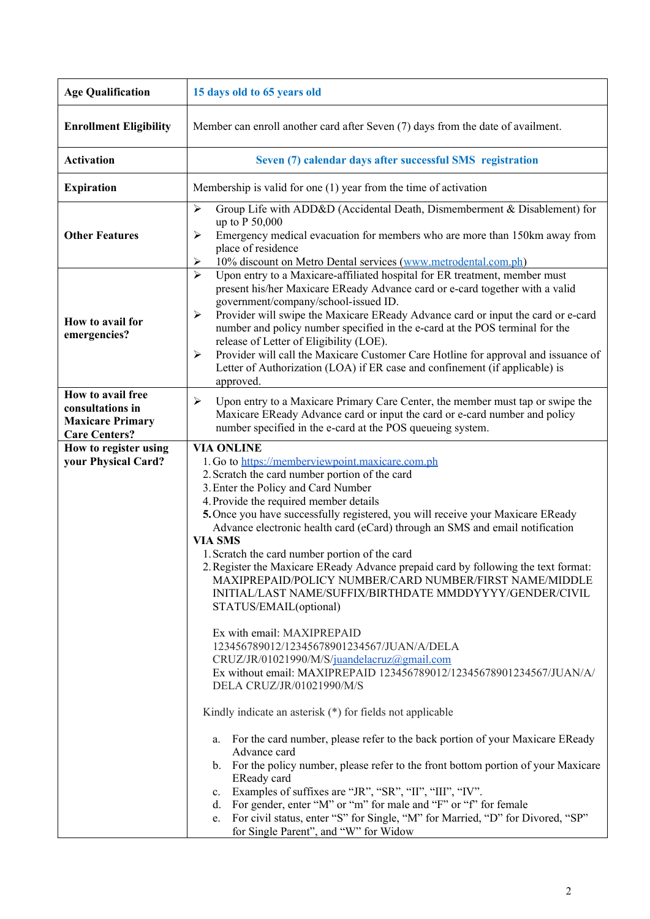| **Age Qualification** | **15 days old to 65 years old** |
|---|---|
| **Enrollment Eligibility** | Member can enroll another card after Seven (7) days from the date of availment. |
| **Activation** | **Seven (7) calendar days after successful SMS registration** |
| **Expiration** | Membership is valid for one (1) year from the time of activation |
| **Other Features** | ➢ Group Life with ADD&D (Accidental Death, Dismemberment & Disablement) for up to P 50,000<br>➢ Emergency medical evacuation for members who are more than 150km away from place of residence<br>➢ 10% discount on Metro Dental services (www.metrodental.com.ph) |
| **How to avail for emergencies?** | ➢ Upon entry to a Maxicare-affiliated hospital for ER treatment, member must present his/her Maxicare EReady Advance card or e-card together with a valid government/company/school-issued ID.<br>➢ Provider will swipe the Maxicare EReady Advance card or input the card or e-card number and policy number specified in the e-card at the POS terminal for the release of Letter of Eligibility (LOE).<br>➢ Provider will call the Maxicare Customer Care Hotline for approval and issuance of Letter of Authorization (LOA) if ER case and confinement (if applicable) is approved. |
| **How to avail free consultations in Maxicare Primary Care Centers?** | ➢ Upon entry to a Maxicare Primary Care Center, the member must tap or swipe the Maxicare EReady Advance card or input the card or e-card number and policy number specified in the e-card at the POS queueing system. |
| **How to register using your Physical Card?** | **VIA ONLINE**<br>1. Go to https://memberviewpoint.maxicare.com.ph<br>2. Scratch the card number portion of the card<br>3. Enter the Policy and Card Number<br>4. Provide the required member details<br>**5.** Once you have successfully registered, you will receive your Maxicare EReady Advance electronic health card (eCard) through an SMS and email notification<br>**VIA SMS**<br>1. Scratch the card number portion of the card<br>2. Register the Maxicare EReady Advance prepaid card by following the text format: MAXIPREPAID/POLICY NUMBER/CARD NUMBER/FIRST NAME/MIDDLE INITIAL/LAST NAME/SUFFIX/BIRTHDATE MMDDYYYY/GENDER/CIVIL STATUS/EMAIL(optional)<br><br>Ex with email: MAXIPREPAID 123456789012/12345678901234567/JUAN/A/DELA CRUZ/JR/01021990/M/S/juandelacruz@gmail.com<br>Ex without email: MAXIPREPAID 123456789012/12345678901234567/JUAN/A/DELA CRUZ/JR/01021990/M/S<br><br>Kindly indicate an asterisk (*) for fields not applicable<br><br>a. For the card number, please refer to the back portion of your Maxicare EReady Advance card<br>b. For the policy number, please refer to the front bottom portion of your Maxicare EReady card<br>c. Examples of suffixes are "JR", "SR", "II", "III", "IV".<br>d. For gender, enter "M" or "m" for male and "F" or "f" for female<br>e. For civil status, enter "S" for Single, "M" for Married, "D" for Divored, "SP" for Single Parent", and "W" for Widow |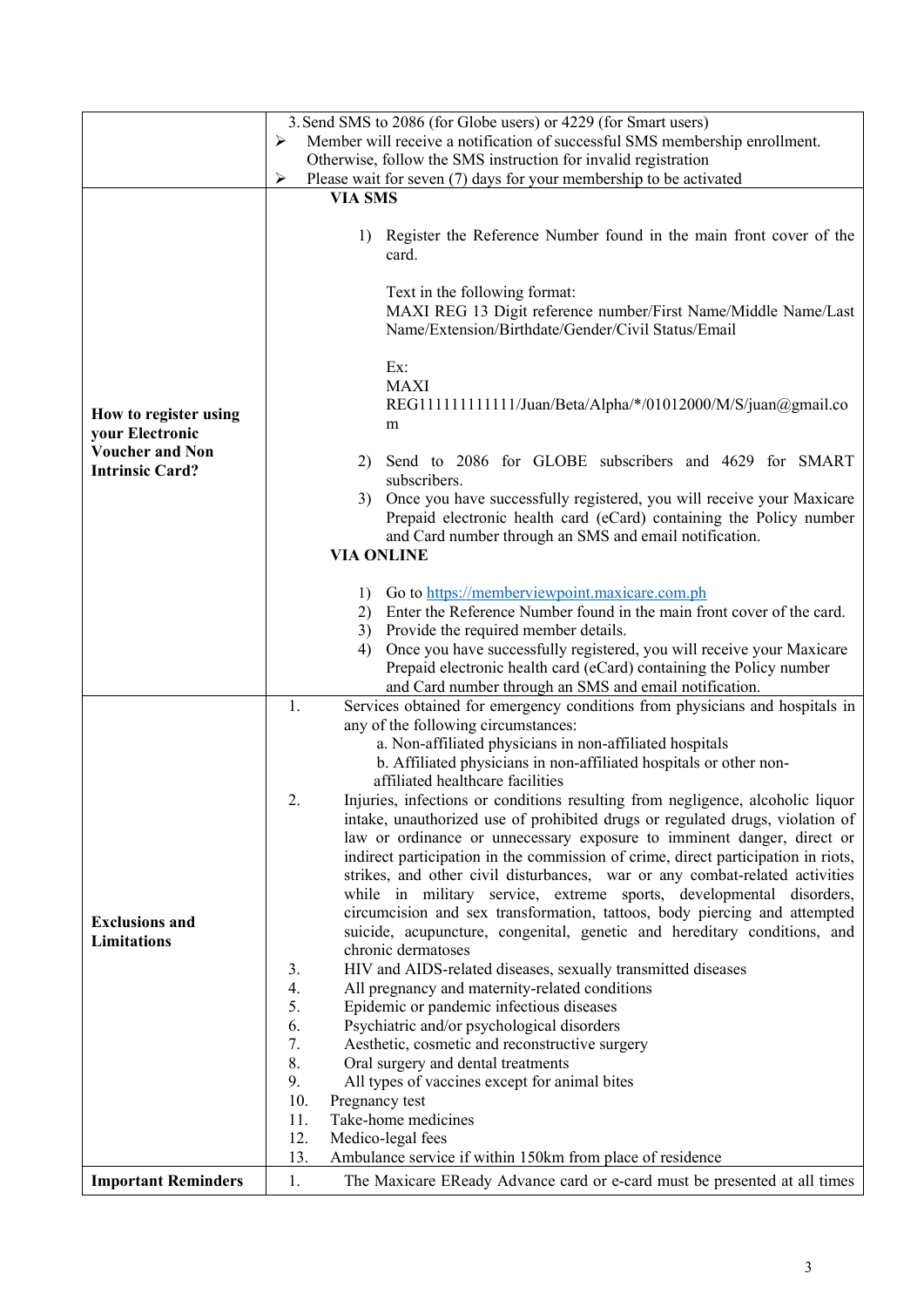| | |
|---|---|
| | 3. Send SMS to 2086 (for Globe users) or 4229 (for Smart users)<br>➢ Member will receive a notification of successful SMS membership enrollment. Otherwise, follow the SMS instruction for invalid registration<br>➢ Please wait for seven (7) days for your membership to be activated |
| **How to register using your Electronic Voucher and Non Intrinsic Card?** | **VIA SMS**<br><br>1) Register the Reference Number found in the main front cover of the card.<br><br>Text in the following format:<br>MAXI REG 13 Digit reference number/First Name/Middle Name/Last Name/Extension/Birthdate/Gender/Civil Status/Email<br><br>Ex:<br>MAXI REG1111111111111/Juan/Beta/Alpha/*/01012000/M/S/juan@gmail.com<br><br>2) Send to 2086 for GLOBE subscribers and 4629 for SMART subscribers.<br>3) Once you have successfully registered, you will receive your Maxicare Prepaid electronic health card (eCard) containing the Policy number and Card number through an SMS and email notification.<br>**VIA ONLINE**<br><br>1) Go to [https://memberviewpoint.maxicare.com.ph](https://memberviewpoint.maxicare.com.ph)<br>2) Enter the Reference Number found in the main front cover of the card.<br>3) Provide the required member details.<br>4) Once you have successfully registered, you will receive your Maxicare Prepaid electronic health card (eCard) containing the Policy number and Card number through an SMS and email notification. |
| **Exclusions and Limitations** | 1. Services obtained for emergency conditions from physicians and hospitals in any of the following circumstances:<br>a. Non-affiliated physicians in non-affiliated hospitals<br>b. Affiliated physicians in non-affiliated hospitals or other non-affiliated healthcare facilities<br>2. Injuries, infections or conditions resulting from negligence, alcoholic liquor intake, unauthorized use of prohibited drugs or regulated drugs, violation of law or ordinance or unnecessary exposure to imminent danger, direct or indirect participation in the commission of crime, direct participation in riots, strikes, and other civil disturbances, war or any combat-related activities while in military service, extreme sports, developmental disorders, circumcision and sex transformation, tattoos, body piercing and attempted suicide, acupuncture, congenital, genetic and hereditary conditions, and chronic dermatoses<br>3. HIV and AIDS-related diseases, sexually transmitted diseases<br>4. All pregnancy and maternity-related conditions<br>5. Epidemic or pandemic infectious diseases<br>6. Psychiatric and/or psychological disorders<br>7. Aesthetic, cosmetic and reconstructive surgery<br>8. Oral surgery and dental treatments<br>9. All types of vaccines except for animal bites<br>10. Pregnancy test<br>11. Take-home medicines<br>12. Medico-legal fees<br>13. Ambulance service if within 150km from place of residence |
| **Important Reminders** | 1. The Maxicare EReady Advance card or e-card must be presented at all times |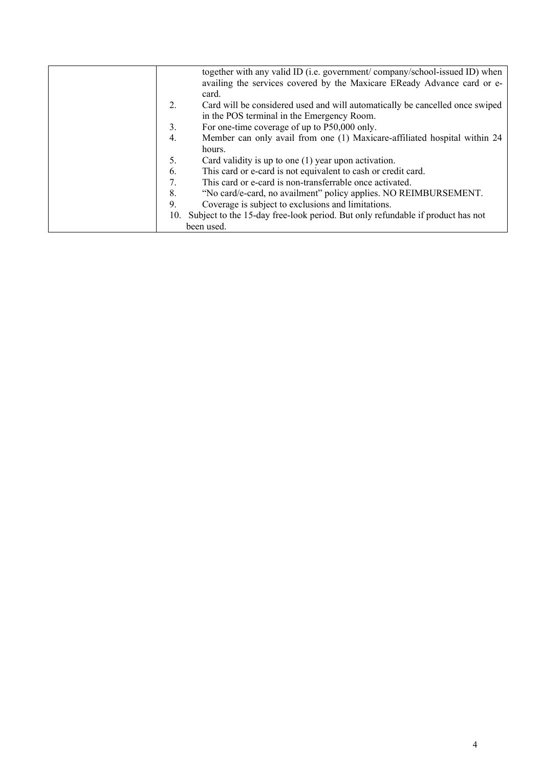| | |
|---|---|
| | together with any valid ID (i.e. government/ company/school-issued ID) when availing the services covered by the Maxicare EReady Advance card or e-card.<br>2. Card will be considered used and will automatically be cancelled once swiped in the POS terminal in the Emergency Room.<br>3. For one-time coverage of up to P50,000 only.<br>4. Member can only avail from one (1) Maxicare-affiliated hospital within 24 hours.<br>5. Card validity is up to one (1) year upon activation.<br>6. This card or e-card is not equivalent to cash or credit card.<br>7. This card or e-card is non-transferrable once activated.<br>8. "No card/e-card, no availment" policy applies. NO REIMBURSEMENT.<br>9. Coverage is subject to exclusions and limitations.<br>10. Subject to the 15-day free-look period. But only refundable if product has not been used. |